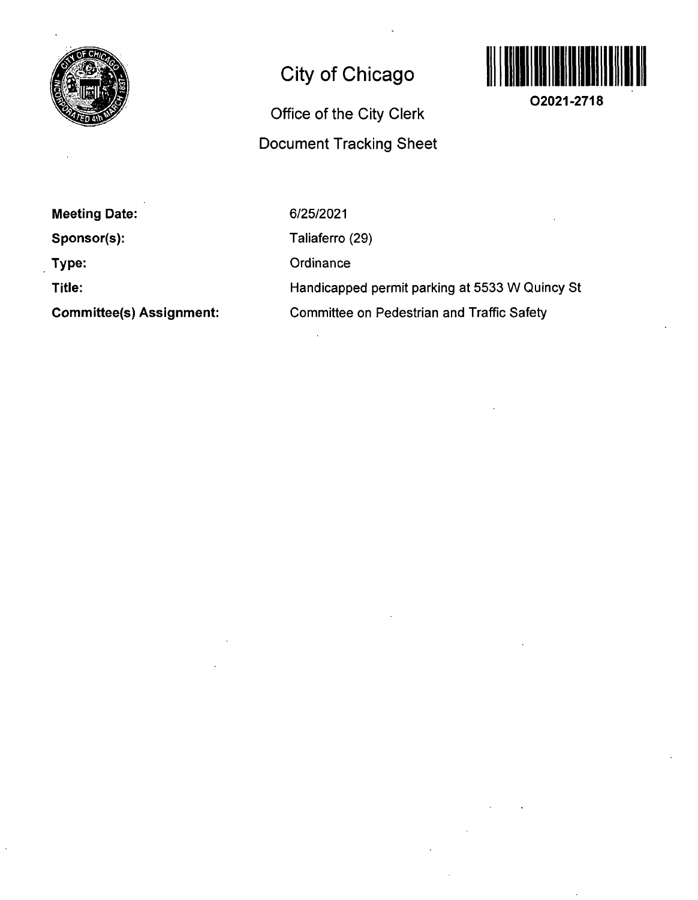# City of Chicago

## Office of the City Clerk

## Document Tracking Sheet

O2021-2718

**Meeting Date:** 6/25/2021

**Sponsor(s):** Taliaferro (29)

**Type:** Ordinance

**Title:** Handicapped permit parking at 5533 W Quincy St

**Committee(s) Assignment:** Committee on Pedestrian and Traffic Safety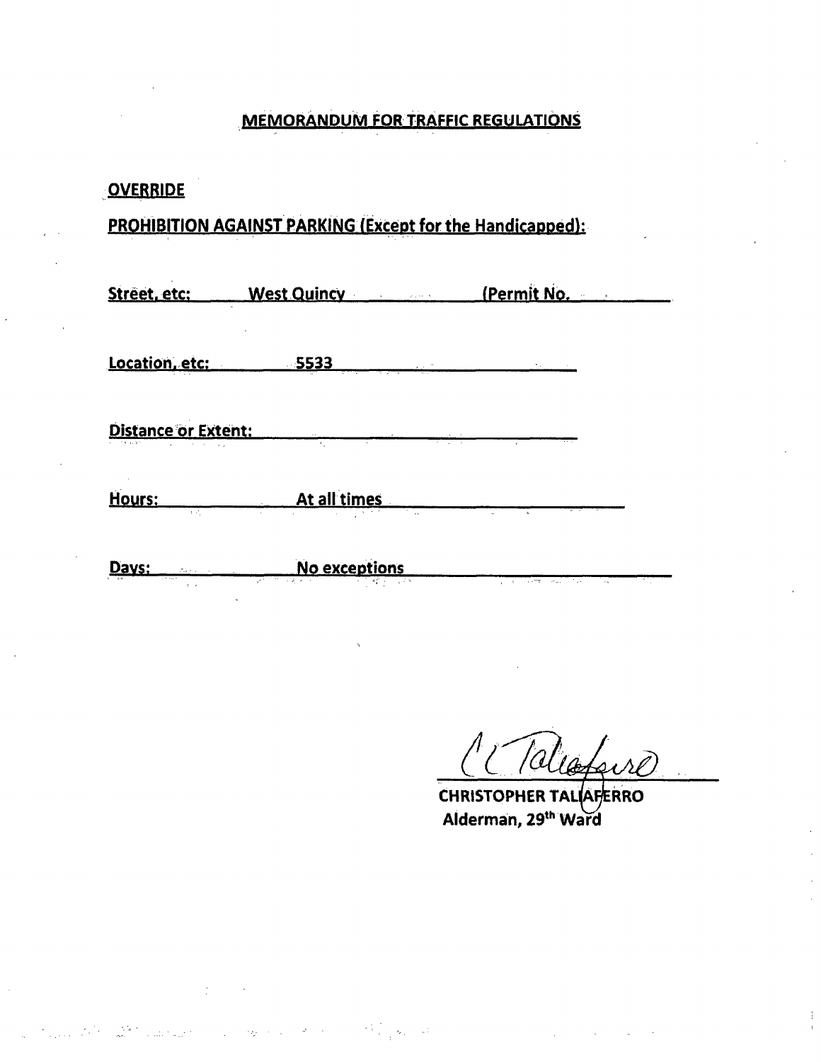## MEMORANDUM FOR TRAFFIC REGULATIONS

**OVERRIDE**

**PROHIBITION AGAINST PARKING (Except for the Handicapped):**

**Street, etc:** West Quincy (Permit No.

**Location, etc:** 5533

**Distance or Extent:**

**Hours:** At all times

**Days:** No exceptions

CHRISTOPHER TALIAFERRO
Alderman, 29th Ward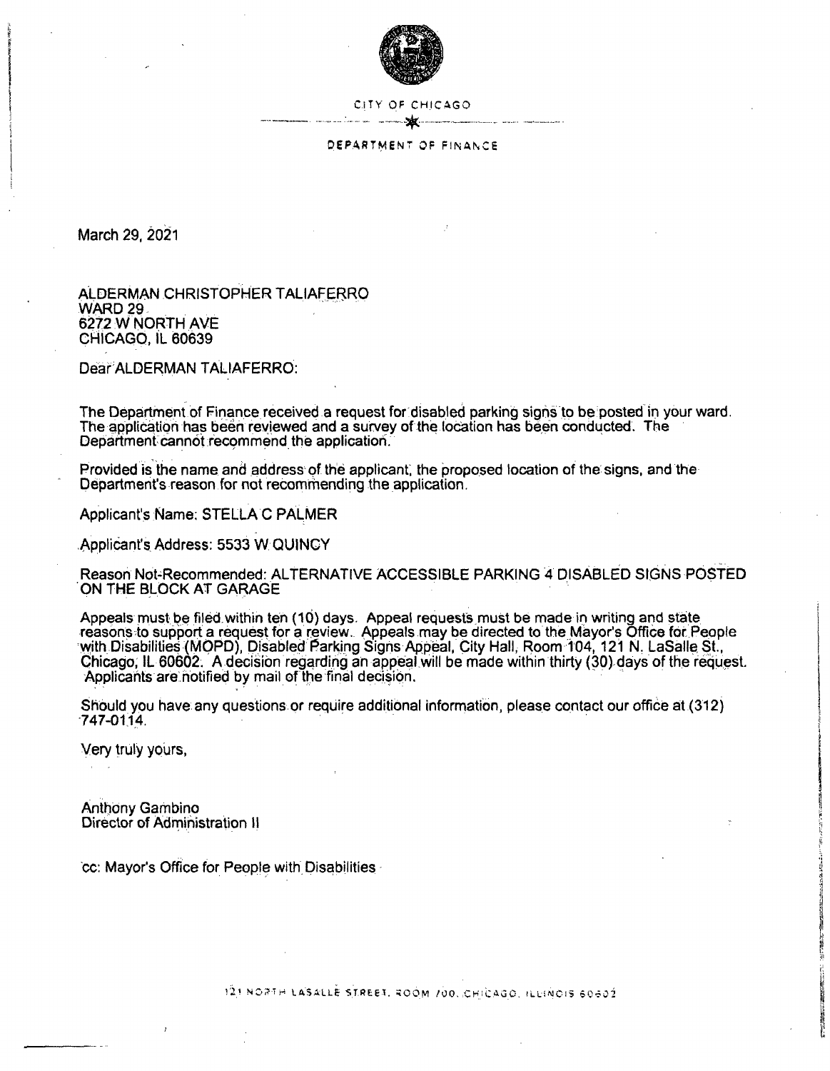CITY OF CHICAGO

DEPARTMENT OF FINANCE

March 29, 2021

ALDERMAN CHRISTOPHER TALIAFERRO
WARD 29
6272 W NORTH AVE
CHICAGO, IL 60639

Dear ALDERMAN TALIAFERRO:

The Department of Finance received a request for disabled parking signs to be posted in your ward. The application has been reviewed and a survey of the location has been conducted. The Department cannot recommend the application.

Provided is the name and address of the applicant, the proposed location of the signs, and the Department's reason for not recommending the application.

Applicant's Name: STELLA C PALMER

Applicant's Address: 5533 W QUINCY

Reason Not-Recommended: ALTERNATIVE ACCESSIBLE PARKING 4 DISABLED SIGNS POSTED ON THE BLOCK AT GARAGE

Appeals must be filed within ten (10) days. Appeal requests must be made in writing and state reasons to support a request for a review. Appeals may be directed to the Mayor's Office for People with Disabilities (MOPD), Disabled Parking Signs Appeal, City Hall, Room 104, 121 N. LaSalle St., Chicago, IL 60602. A decision regarding an appeal will be made within thirty (30) days of the request. Applicants are notified by mail of the final decision.

Should you have any questions or require additional information, please contact our office at (312) 747-0114.

Very truly yours,

Anthony Gambino
Director of Administration II

cc: Mayor's Office for People with Disabilities

121 NORTH LASALLE STREET, ROOM 700, CHICAGO, ILLINOIS 60602